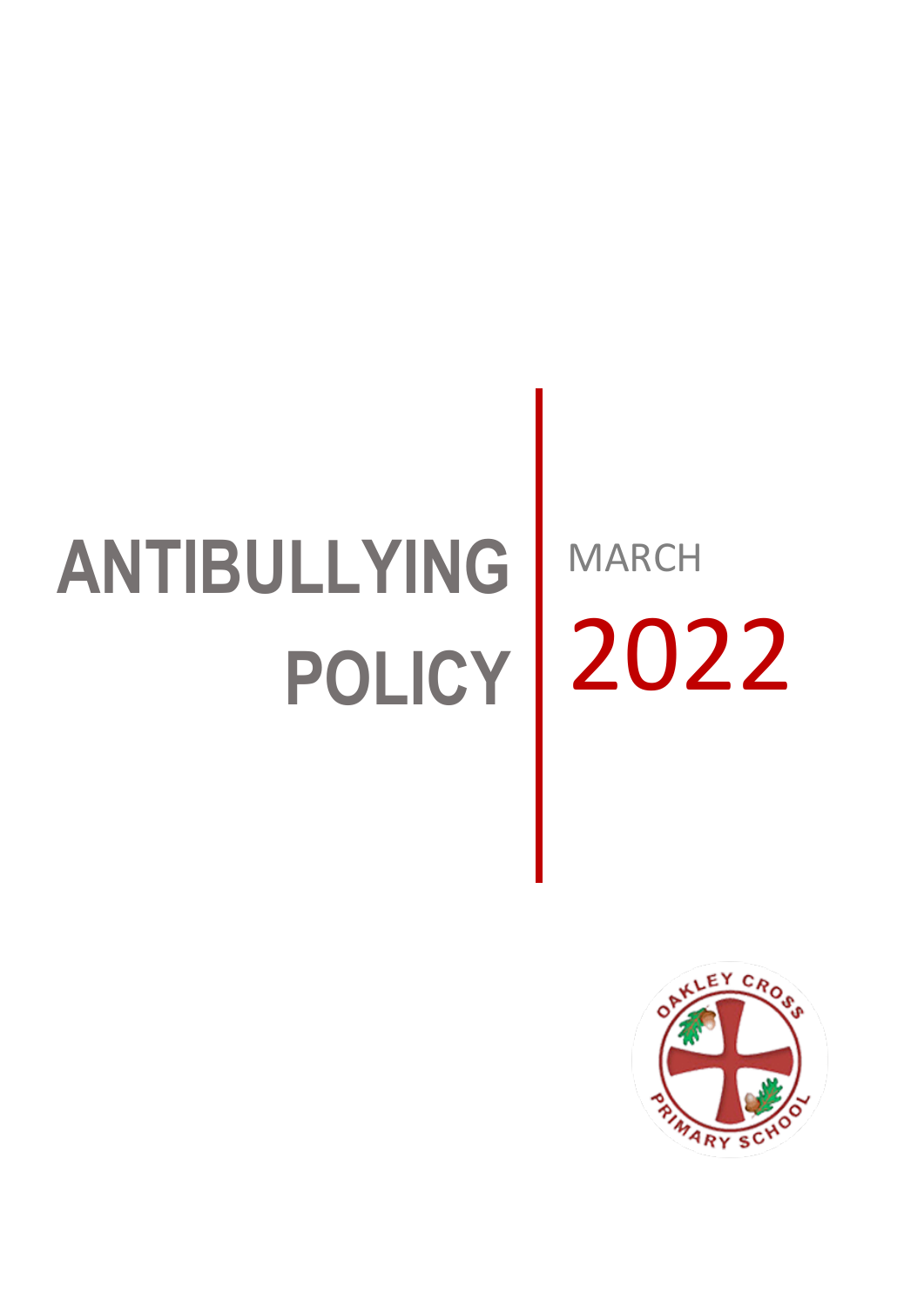# ANTIBULLYING POLICY

MARCH

2022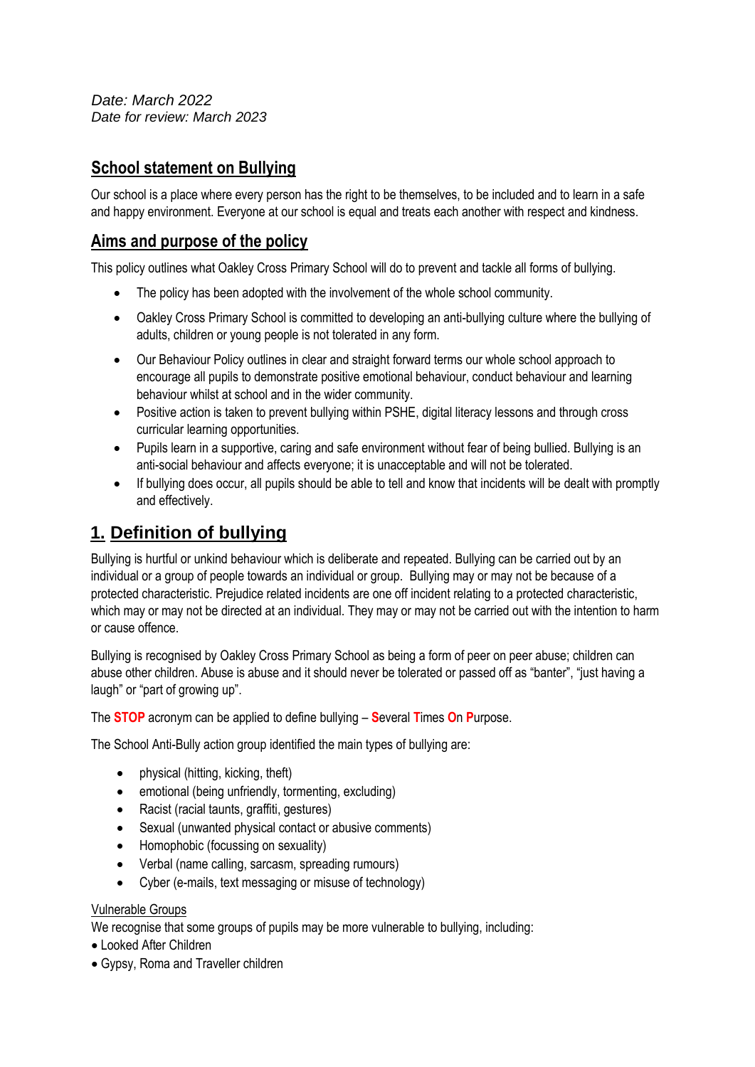*Date: March 2022*
*Date for review: March 2023*

## School statement on Bullying

Our school is a place where every person has the right to be themselves, to be included and to learn in a safe and happy environment. Everyone at our school is equal and treats each another with respect and kindness.

## Aims and purpose of the policy

This policy outlines what Oakley Cross Primary School will do to prevent and tackle all forms of bullying.

- The policy has been adopted with the involvement of the whole school community.
- Oakley Cross Primary School is committed to developing an anti-bullying culture where the bullying of adults, children or young people is not tolerated in any form.
- Our Behaviour Policy outlines in clear and straight forward terms our whole school approach to encourage all pupils to demonstrate positive emotional behaviour, conduct behaviour and learning behaviour whilst at school and in the wider community.
- Positive action is taken to prevent bullying within PSHE, digital literacy lessons and through cross curricular learning opportunities.
- Pupils learn in a supportive, caring and safe environment without fear of being bullied. Bullying is an anti-social behaviour and affects everyone; it is unacceptable and will not be tolerated.
- If bullying does occur, all pupils should be able to tell and know that incidents will be dealt with promptly and effectively.

## 1. Definition of bullying

Bullying is hurtful or unkind behaviour which is deliberate and repeated. Bullying can be carried out by an individual or a group of people towards an individual or group. Bullying may or may not be because of a protected characteristic. Prejudice related incidents are one off incident relating to a protected characteristic, which may or may not be directed at an individual. They may or may not be carried out with the intention to harm or cause offence.

Bullying is recognised by Oakley Cross Primary School as being a form of peer on peer abuse; children can abuse other children. Abuse is abuse and it should never be tolerated or passed off as "banter", "just having a laugh" or "part of growing up".

The **STOP** acronym can be applied to define bullying – **S**everal **T**imes **O**n **P**urpose.

The School Anti-Bully action group identified the main types of bullying are:

- physical (hitting, kicking, theft)
- emotional (being unfriendly, tormenting, excluding)
- Racist (racial taunts, graffiti, gestures)
- Sexual (unwanted physical contact or abusive comments)
- Homophobic (focussing on sexuality)
- Verbal (name calling, sarcasm, spreading rumours)
- Cyber (e-mails, text messaging or misuse of technology)

Vulnerable Groups

We recognise that some groups of pupils may be more vulnerable to bullying, including:

- Looked After Children
- Gypsy, Roma and Traveller children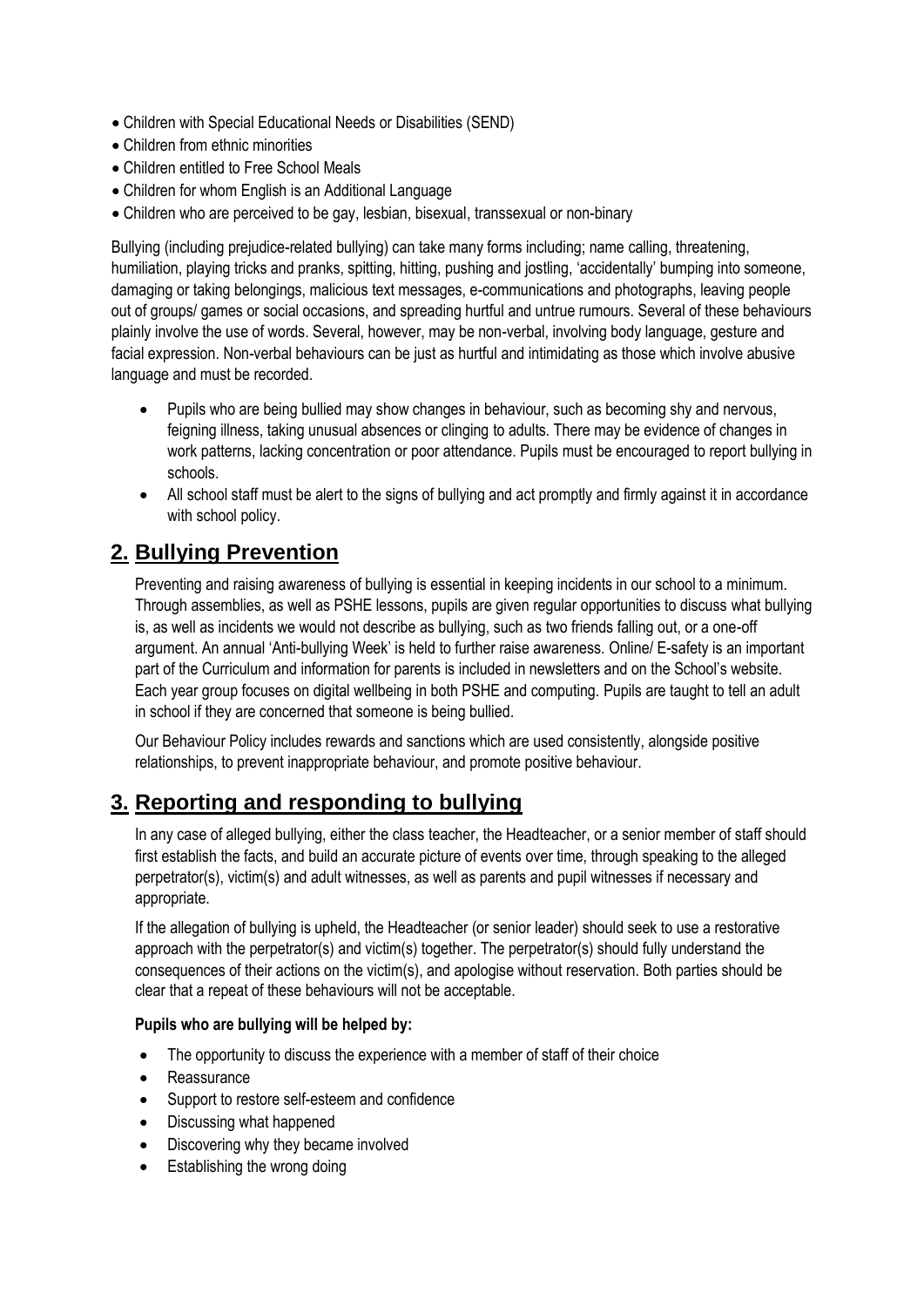- Children with Special Educational Needs or Disabilities (SEND)
- Children from ethnic minorities
- Children entitled to Free School Meals
- Children for whom English is an Additional Language
- Children who are perceived to be gay, lesbian, bisexual, transsexual or non-binary

Bullying (including prejudice-related bullying) can take many forms including; name calling, threatening, humiliation, playing tricks and pranks, spitting, hitting, pushing and jostling, 'accidentally' bumping into someone, damaging or taking belongings, malicious text messages, e-communications and photographs, leaving people out of groups/ games or social occasions, and spreading hurtful and untrue rumours. Several of these behaviours plainly involve the use of words. Several, however, may be non-verbal, involving body language, gesture and facial expression. Non-verbal behaviours can be just as hurtful and intimidating as those which involve abusive language and must be recorded.

- Pupils who are being bullied may show changes in behaviour, such as becoming shy and nervous, feigning illness, taking unusual absences or clinging to adults. There may be evidence of changes in work patterns, lacking concentration or poor attendance. Pupils must be encouraged to report bullying in schools.
- All school staff must be alert to the signs of bullying and act promptly and firmly against it in accordance with school policy.

## 2. Bullying Prevention

Preventing and raising awareness of bullying is essential in keeping incidents in our school to a minimum. Through assemblies, as well as PSHE lessons, pupils are given regular opportunities to discuss what bullying is, as well as incidents we would not describe as bullying, such as two friends falling out, or a one-off argument. An annual 'Anti-bullying Week' is held to further raise awareness. Online/ E-safety is an important part of the Curriculum and information for parents is included in newsletters and on the School's website. Each year group focuses on digital wellbeing in both PSHE and computing. Pupils are taught to tell an adult in school if they are concerned that someone is being bullied.

Our Behaviour Policy includes rewards and sanctions which are used consistently, alongside positive relationships, to prevent inappropriate behaviour, and promote positive behaviour.

## 3. Reporting and responding to bullying

In any case of alleged bullying, either the class teacher, the Headteacher, or a senior member of staff should first establish the facts, and build an accurate picture of events over time, through speaking to the alleged perpetrator(s), victim(s) and adult witnesses, as well as parents and pupil witnesses if necessary and appropriate.

If the allegation of bullying is upheld, the Headteacher (or senior leader) should seek to use a restorative approach with the perpetrator(s) and victim(s) together. The perpetrator(s) should fully understand the consequences of their actions on the victim(s), and apologise without reservation. Both parties should be clear that a repeat of these behaviours will not be acceptable.

**Pupils who are bullying will be helped by:**

- The opportunity to discuss the experience with a member of staff of their choice
- Reassurance
- Support to restore self-esteem and confidence
- Discussing what happened
- Discovering why they became involved
- Establishing the wrong doing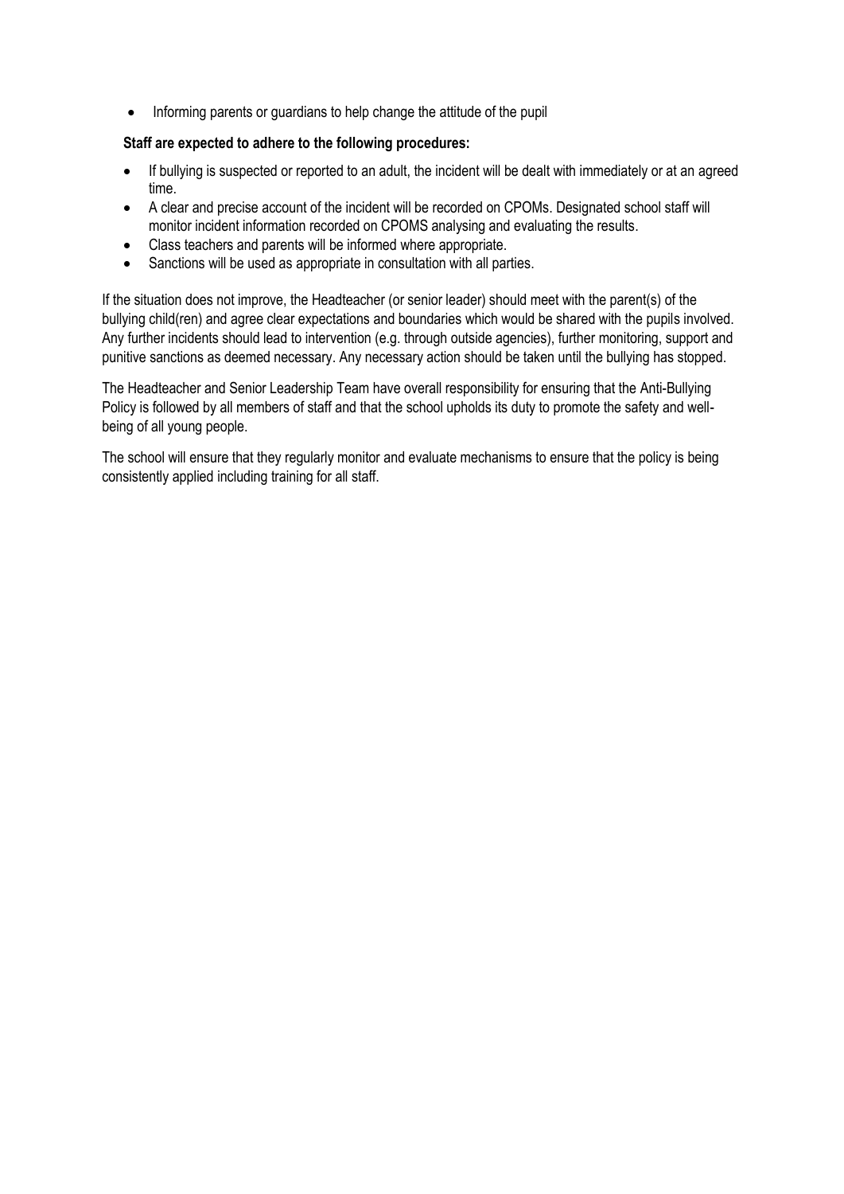- Informing parents or guardians to help change the attitude of the pupil

**Staff are expected to adhere to the following procedures:**

- If bullying is suspected or reported to an adult, the incident will be dealt with immediately or at an agreed time.
- A clear and precise account of the incident will be recorded on CPOMs. Designated school staff will monitor incident information recorded on CPOMS analysing and evaluating the results.
- Class teachers and parents will be informed where appropriate.
- Sanctions will be used as appropriate in consultation with all parties.

If the situation does not improve, the Headteacher (or senior leader) should meet with the parent(s) of the bullying child(ren) and agree clear expectations and boundaries which would be shared with the pupils involved. Any further incidents should lead to intervention (e.g. through outside agencies), further monitoring, support and punitive sanctions as deemed necessary. Any necessary action should be taken until the bullying has stopped.

The Headteacher and Senior Leadership Team have overall responsibility for ensuring that the Anti-Bullying Policy is followed by all members of staff and that the school upholds its duty to promote the safety and well-being of all young people.

The school will ensure that they regularly monitor and evaluate mechanisms to ensure that the policy is being consistently applied including training for all staff.